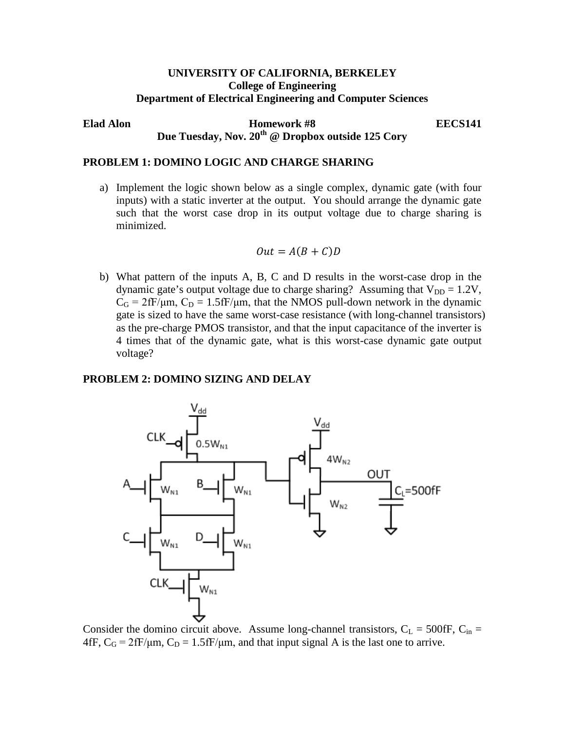**UNIVERSITY OF CALIFORNIA, BERKELEY**
**College of Engineering**
**Department of Electrical Engineering and Computer Sciences**

**Elad Alon** **Homework #8** **EECS141**
**Due Tuesday, Nov. 20th @ Dropbox outside 125 Cory**

## PROBLEM 1: DOMINO LOGIC AND CHARGE SHARING

a) Implement the logic shown below as a single complex, dynamic gate (with four inputs) with a static inverter at the output. You should arrange the dynamic gate such that the worst case drop in its output voltage due to charge sharing is minimized.

$$Out = A(B + C)D$$

b) What pattern of the inputs A, B, C and D results in the worst-case drop in the dynamic gate's output voltage due to charge sharing? Assuming that $V_{DD} = 1.2V$, $C_G = 2fF/\mu m$, $C_D = 1.5fF/\mu m$, that the NMOS pull-down network in the dynamic gate is sized to have the same worst-case resistance (with long-channel transistors) as the pre-charge PMOS transistor, and that the input capacitance of the inverter is 4 times that of the dynamic gate, what is this worst-case dynamic gate output voltage?

## PROBLEM 2: DOMINO SIZING AND DELAY

Consider the domino circuit above. Assume long-channel transistors, $C_L = 500fF$, $C_{in} = 4fF$, $C_G = 2fF/\mu m$, $C_D = 1.5fF/\mu m$, and that input signal A is the last one to arrive.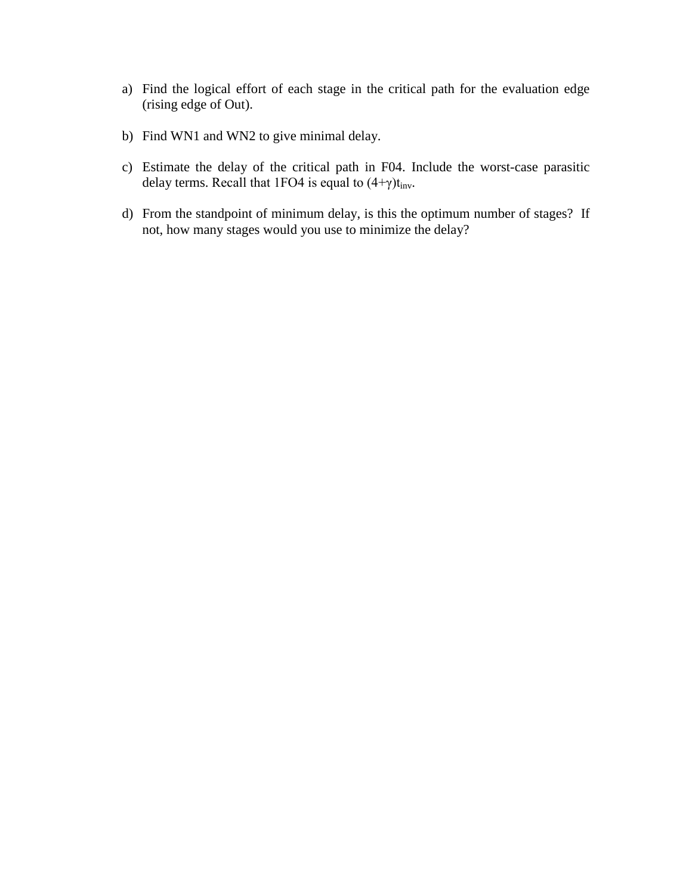a) Find the logical effort of each stage in the critical path for the evaluation edge (rising edge of Out).

b) Find WN1 and WN2 to give minimal delay.

c) Estimate the delay of the critical path in F04. Include the worst-case parasitic delay terms. Recall that 1FO4 is equal to $(4+\gamma)t_{inv}$.

d) From the standpoint of minimum delay, is this the optimum number of stages? If not, how many stages would you use to minimize the delay?